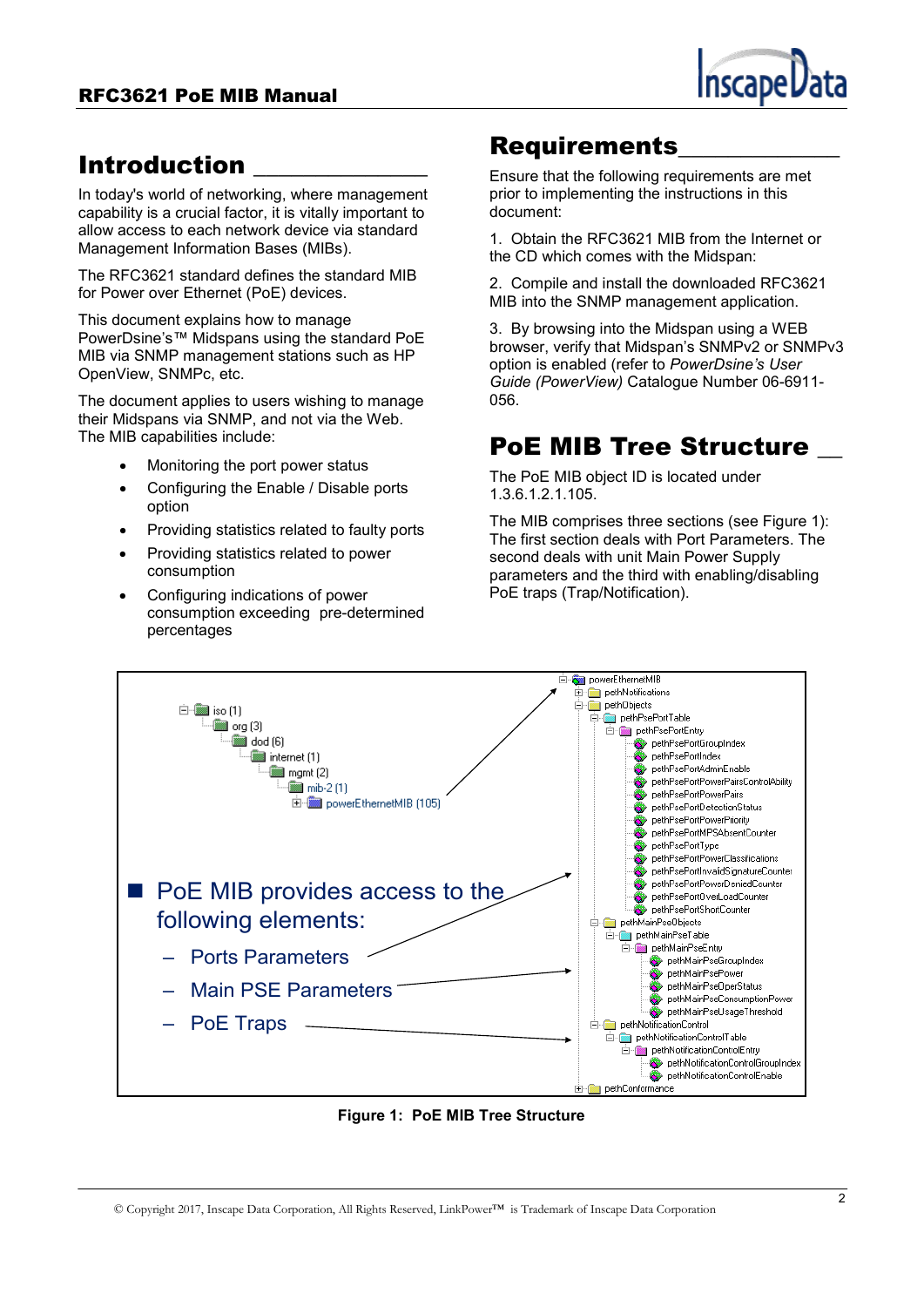## Introduction

In today's world of networking, where management capability is a crucial factor, it is vitally important to allow access to each network device via standard Management Information Bases (MIBs).

The RFC3621 standard defines the standard MIB for Power over Ethernet (PoE) devices.

This document explains how to manage PowerDsine's™ Midspans using the standard PoE MIB via SNMP management stations such as HP OpenView, SNMPc, etc.

The document applies to users wishing to manage their Midspans via SNMP, and not via the Web. The MIB capabilities include:

- Monitoring the port power status
- Configuring the Enable / Disable ports option
- Providing statistics related to faulty ports
- Providing statistics related to power consumption
- Configuring indications of power consumption exceeding pre-determined percentages

## Requirements

Ensure that the following requirements are met prior to implementing the instructions in this document:

1. Obtain the RFC3621 MIB from the Internet or the CD which comes with the Midspan:
2. Compile and install the downloaded RFC3621 MIB into the SNMP management application.
3. By browsing into the Midspan using a WEB browser, verify that Midspan's SNMPv2 or SNMPv3 option is enabled (refer to *PowerDsine's User Guide (PowerView)* Catalogue Number 06-6911-056.

## PoE MIB Tree Structure

The PoE MIB object ID is located under 1.3.6.1.2.1.105.

The MIB comprises three sections (see Figure 1): The first section deals with Port Parameters. The second deals with unit Main Power Supply parameters and the third with enabling/disabling PoE traps (Trap/Notification).

iso (1)
org (3)
dod (6)
internet (1)
mgmt (2)
mib-2 (1)
powerEthernetMIB (105)

powerEthernetMIB
pethNotifications
pethObjects
pethPsePortTable
pethPsePortEntry
pethPsePortGroupIndex
pethPsePortIndex
pethPsePortAdminEnable
pethPsePortPowerPairsControlAbility
pethPsePortPowerPairs
pethPsePortDetectionStatus
pethPsePortPowerPriority
pethPsePortMPSAbsentCounter
pethPsePortType
pethPsePortPowerClassifications
pethPsePortInvalidSignatureCounter
pethPsePortPowerDeniedCounter
pethPsePortOverLoadCounter
pethPsePortShortCounter
pethMainPseObjects
pethMainPseTable
pethMainPseEntry
pethMainPseGroupIndex
pethMainPsePower
pethMainPseOperStatus
pethMainPseConsumptionPower
pethMainPseUsageThreshold
pethNotificationControl
pethNotificationControlTable
pethNotificationControlEntry
pethNotificationControlGroupIndex
pethNotificationControlEnable
pethConformance

- PoE MIB provides access to the following elements:
  - Ports Parameters
  - Main PSE Parameters
  - PoE Traps

**Figure 1: PoE MIB Tree Structure**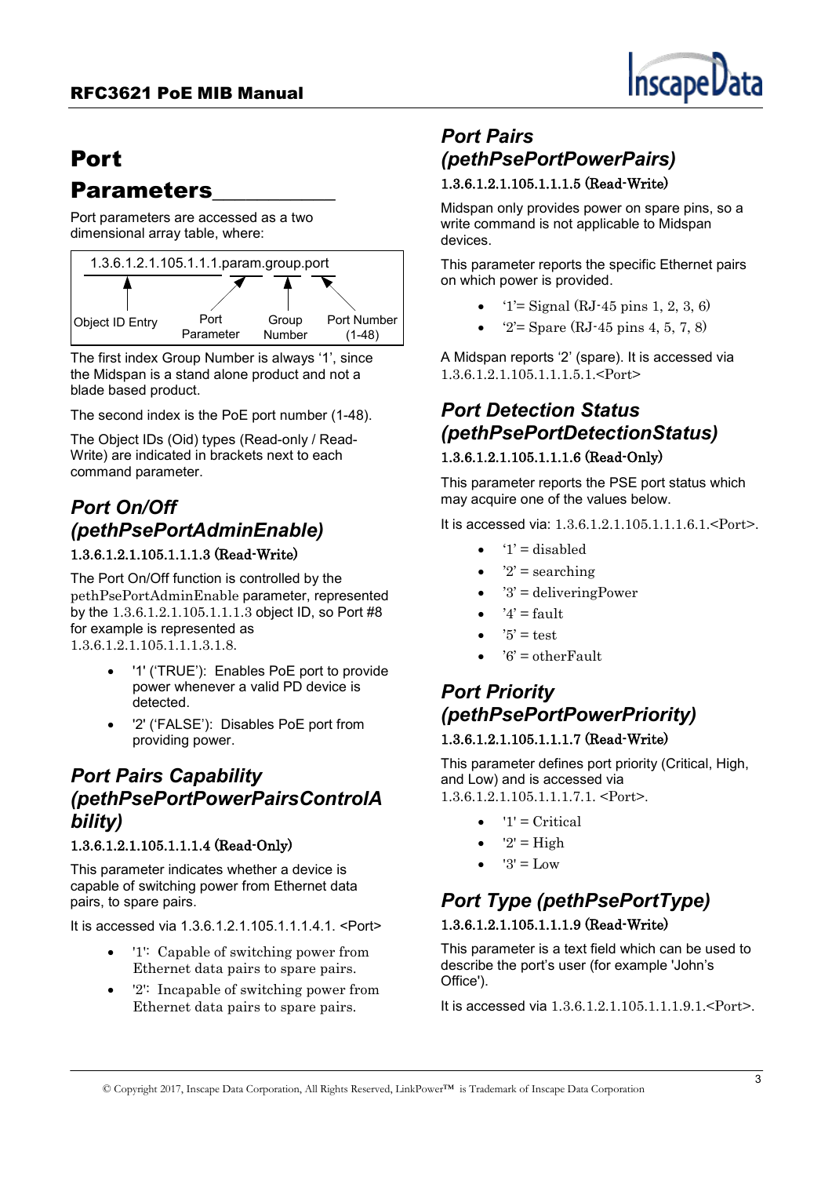# Port Parameters

Port parameters are accessed as a two dimensional array table, where:

1.3.6.1.2.1.105.1.1.1.param.group.port

Object ID Entry

Port Parameter

Group Number

Port Number (1-48)

The first index Group Number is always '1', since the Midspan is a stand alone product and not a blade based product.

The second index is the PoE port number (1-48).

The Object IDs (Oid) types (Read-only / Read-Write) are indicated in brackets next to each command parameter.

## *Port On/Off (pethPsePortAdminEnable)*

### 1.3.6.1.2.1.105.1.1.1.3 (Read-Write)

The Port On/Off function is controlled by the pethPsePortAdminEnable parameter, represented by the 1.3.6.1.2.1.105.1.1.1.3 object ID, so Port #8 for example is represented as 1.3.6.1.2.1.105.1.1.1.3.1.8.

- '1' ('TRUE'): Enables PoE port to provide power whenever a valid PD device is detected.
- '2' ('FALSE'): Disables PoE port from providing power.

## *Port Pairs Capability (pethPsePortPowerPairsControlAbility)*

### 1.3.6.1.2.1.105.1.1.1.4 (Read-Only)

This parameter indicates whether a device is capable of switching power from Ethernet data pairs, to spare pairs.

It is accessed via 1.3.6.1.2.1.105.1.1.1.4.1. <Port>

- '1': Capable of switching power from Ethernet data pairs to spare pairs.
- '2': Incapable of switching power from Ethernet data pairs to spare pairs.

## *Port Pairs (pethPsePortPowerPairs)*

### 1.3.6.1.2.1.105.1.1.1.5 (Read-Write)

Midspan only provides power on spare pins, so a write command is not applicable to Midspan devices.

This parameter reports the specific Ethernet pairs on which power is provided.

- '1'= Signal (RJ-45 pins 1, 2, 3, 6)
- '2'= Spare (RJ-45 pins 4, 5, 7, 8)

A Midspan reports '2' (spare). It is accessed via 1.3.6.1.2.1.105.1.1.1.5.1.<Port>

## *Port Detection Status (pethPsePortDetectionStatus)*

### 1.3.6.1.2.1.105.1.1.1.6 (Read-Only)

This parameter reports the PSE port status which may acquire one of the values below.

It is accessed via: 1.3.6.1.2.1.105.1.1.1.6.1.<Port>.

- '1' = disabled
- '2' = searching
- '3' = deliveringPower
- '4' = fault
- '5' = test
- '6' = otherFault

## *Port Priority (pethPsePortPowerPriority)*

### 1.3.6.1.2.1.105.1.1.1.7 (Read-Write)

This parameter defines port priority (Critical, High, and Low) and is accessed via 1.3.6.1.2.1.105.1.1.1.7.1. <Port>.

- '1' = Critical
- '2' = High
- '3' = Low

## *Port Type (pethPsePortType)*

### 1.3.6.1.2.1.105.1.1.1.9 (Read-Write)

This parameter is a text field which can be used to describe the port's user (for example 'John's Office').

It is accessed via 1.3.6.1.2.1.105.1.1.1.9.1.<Port>.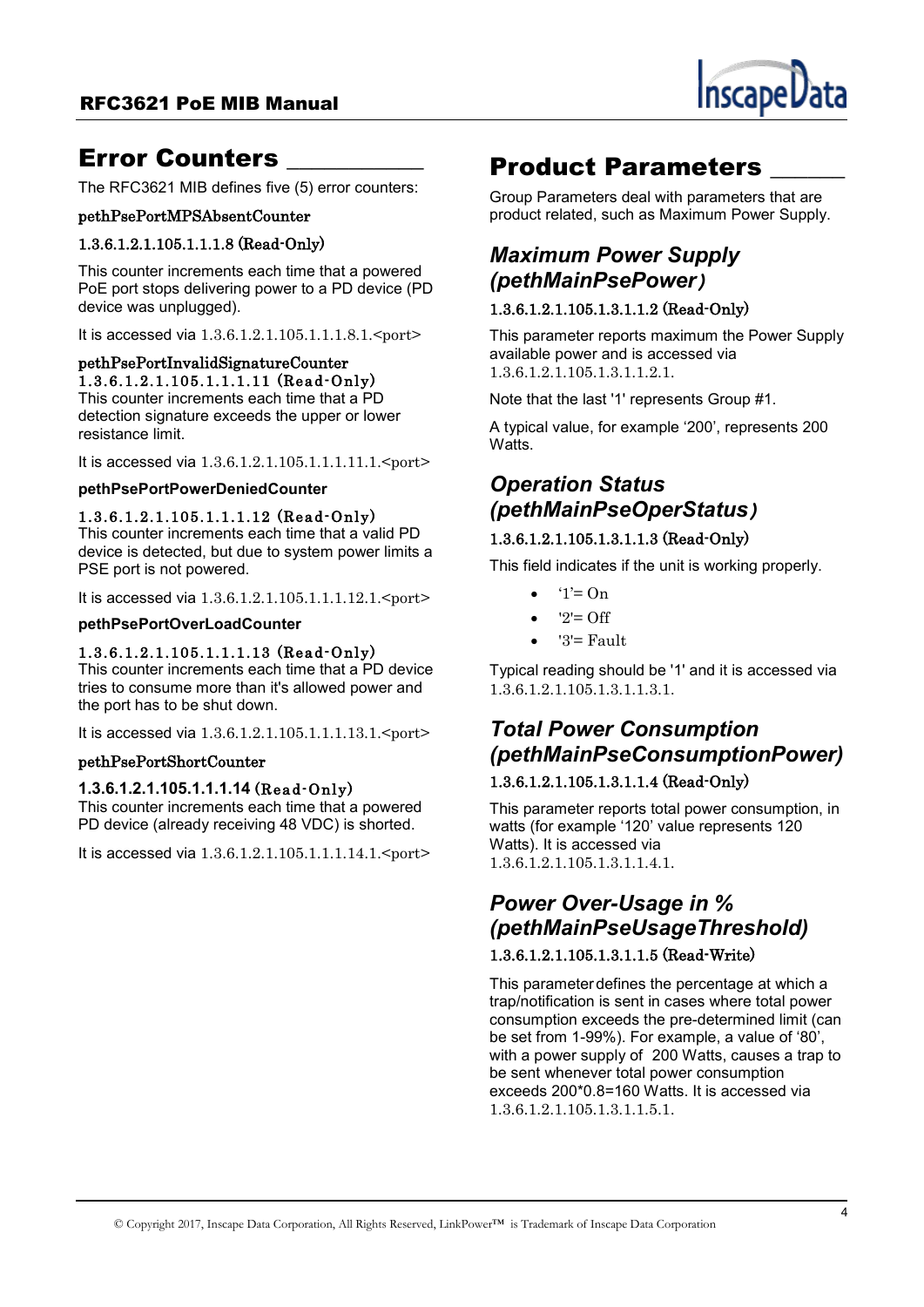## Error Counters

The RFC3621 MIB defines five (5) error counters:

pethPsePortMPSAbsentCounter

1.3.6.1.2.1.105.1.1.1.8 (Read-Only)

This counter increments each time that a powered PoE port stops delivering power to a PD device (PD device was unplugged).

It is accessed via 1.3.6.1.2.1.105.1.1.1.8.1.<port>

pethPsePortInvalidSignatureCounter
1.3.6.1.2.1.105.1.1.1.11 (Read-Only)
This counter increments each time that a PD detection signature exceeds the upper or lower resistance limit.

It is accessed via 1.3.6.1.2.1.105.1.1.1.11.1.<port>

**pethPsePortPowerDeniedCounter**

1.3.6.1.2.1.105.1.1.1.12 (Read-Only)
This counter increments each time that a valid PD device is detected, but due to system power limits a PSE port is not powered.

It is accessed via 1.3.6.1.2.1.105.1.1.1.12.1.<port>

**pethPsePortOverLoadCounter**

1.3.6.1.2.1.105.1.1.1.13 (Read-Only)
This counter increments each time that a PD device tries to consume more than it's allowed power and the port has to be shut down.

It is accessed via 1.3.6.1.2.1.105.1.1.1.13.1.<port>

pethPsePortShortCounter

**1.3.6.1.2.1.105.1.1.1.14** (Read-Only)
This counter increments each time that a powered PD device (already receiving 48 VDC) is shorted.

It is accessed via 1.3.6.1.2.1.105.1.1.1.14.1.<port>

## Product Parameters

Group Parameters deal with parameters that are product related, such as Maximum Power Supply.

### *Maximum Power Supply (pethMainPsePower)*

1.3.6.1.2.1.105.1.3.1.1.2 (Read-Only)

This parameter reports maximum the Power Supply available power and is accessed via 1.3.6.1.2.1.105.1.3.1.1.2.1.

Note that the last '1' represents Group #1.

A typical value, for example '200', represents 200 Watts.

### *Operation Status (pethMainPseOperStatus)*

1.3.6.1.2.1.105.1.3.1.1.3 (Read-Only)

This field indicates if the unit is working properly.

- '1'= On
- '2'= Off
- '3'= Fault

Typical reading should be '1' and it is accessed via 1.3.6.1.2.1.105.1.3.1.1.3.1.

### *Total Power Consumption (pethMainPseConsumptionPower)*

1.3.6.1.2.1.105.1.3.1.1.4 (Read-Only)

This parameter reports total power consumption, in watts (for example '120' value represents 120 Watts). It is accessed via 1.3.6.1.2.1.105.1.3.1.1.4.1.

### *Power Over-Usage in % (pethMainPseUsageThreshold)*

1.3.6.1.2.1.105.1.3.1.1.5 (Read-Write)

This parameter defines the percentage at which a trap/notification is sent in cases where total power consumption exceeds the pre-determined limit (can be set from 1-99%). For example, a value of '80', with a power supply of 200 Watts, causes a trap to be sent whenever total power consumption exceeds 200*0.8=160 Watts. It is accessed via 1.3.6.1.2.1.105.1.3.1.1.5.1.

© Copyright 2017, Inscape Data Corporation, All Rights Reserved, LinkPower™ is Trademark of Inscape Data Corporation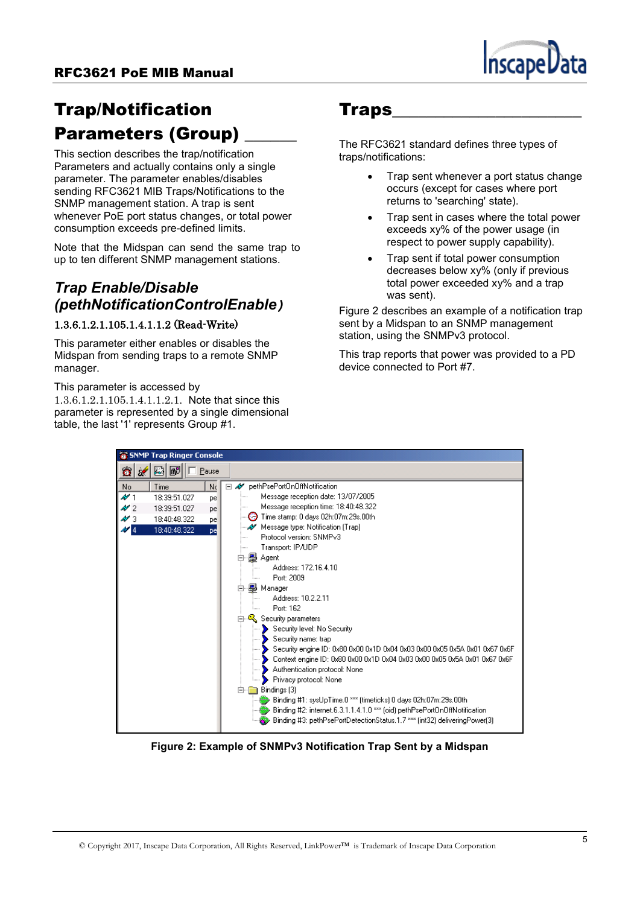# Trap/Notification Parameters (Group)

This section describes the trap/notification Parameters and actually contains only a single parameter. The parameter enables/disables sending RFC3621 MIB Traps/Notifications to the SNMP management station. A trap is sent whenever PoE port status changes, or total power consumption exceeds pre-defined limits.

Note that the Midspan can send the same trap to up to ten different SNMP management stations.

## *Trap Enable/Disable (pethNotificationControlEnable)*

### 1.3.6.1.2.1.105.1.4.1.1.2 (Read-Write)

This parameter either enables or disables the Midspan from sending traps to a remote SNMP manager.

This parameter is accessed by 1.3.6.1.2.1.105.1.4.1.1.2.1. Note that since this parameter is represented by a single dimensional table, the last '1' represents Group #1.

# Traps

The RFC3621 standard defines three types of traps/notifications:

- Trap sent whenever a port status change occurs (except for cases where port returns to 'searching' state).
- Trap sent in cases where the total power exceeds xy% of the power usage (in respect to power supply capability).
- Trap sent if total power consumption decreases below xy% (only if previous total power exceeded xy% and a trap was sent).

Figure 2 describes an example of a notification trap sent by a Midspan to an SNMP management station, using the SNMPv3 protocol.

This trap reports that power was provided to a PD device connected to Port #7.

SNMP Trap Ringer Console

Pause

| No | Time | Nc |
|---|---|---|
| 1 | 18:39:51.027 | pe |
| 2 | 18:39:51.027 | pe |
| 3 | 18:40:48.322 | pe |
| 4 | 18:40:48.322 | pe |

pethPsePortOnOffNotification
Message reception date: 13/07/2005
Message reception time: 18:40:48.322
Time stamp: 0 days 02h:07m:29s.00th
Message type: Notification (Trap)
Protocol version: SNMPv3
Transport: IP/UDP
Agent
Address: 172.16.4.10
Port: 2009
Manager
Address: 10.2.2.11
Port: 162
Security parameters
Security level: No Security
Security name: trap
Security engine ID: 0x80 0x00 0x1D 0x04 0x03 0x00 0x05 0x5A 0x01 0x67 0x6F
Context engine ID: 0x80 0x00 0x1D 0x04 0x03 0x00 0x05 0x5A 0x01 0x67 0x6F
Authentication protocol: None
Privacy protocol: None
Bindings (3)
Binding #1: sysUpTime.0 *** (timeticks) 0 days 02h:07m:29s.00th
Binding #2: internet.6.3.1.1.4.1.0 *** (oid) pethPsePortOnOffNotification
Binding #3: pethPsePortDetectionStatus.1.7 *** (int32) deliveringPower(3)

**Figure 2: Example of SNMPv3 Notification Trap Sent by a Midspan**